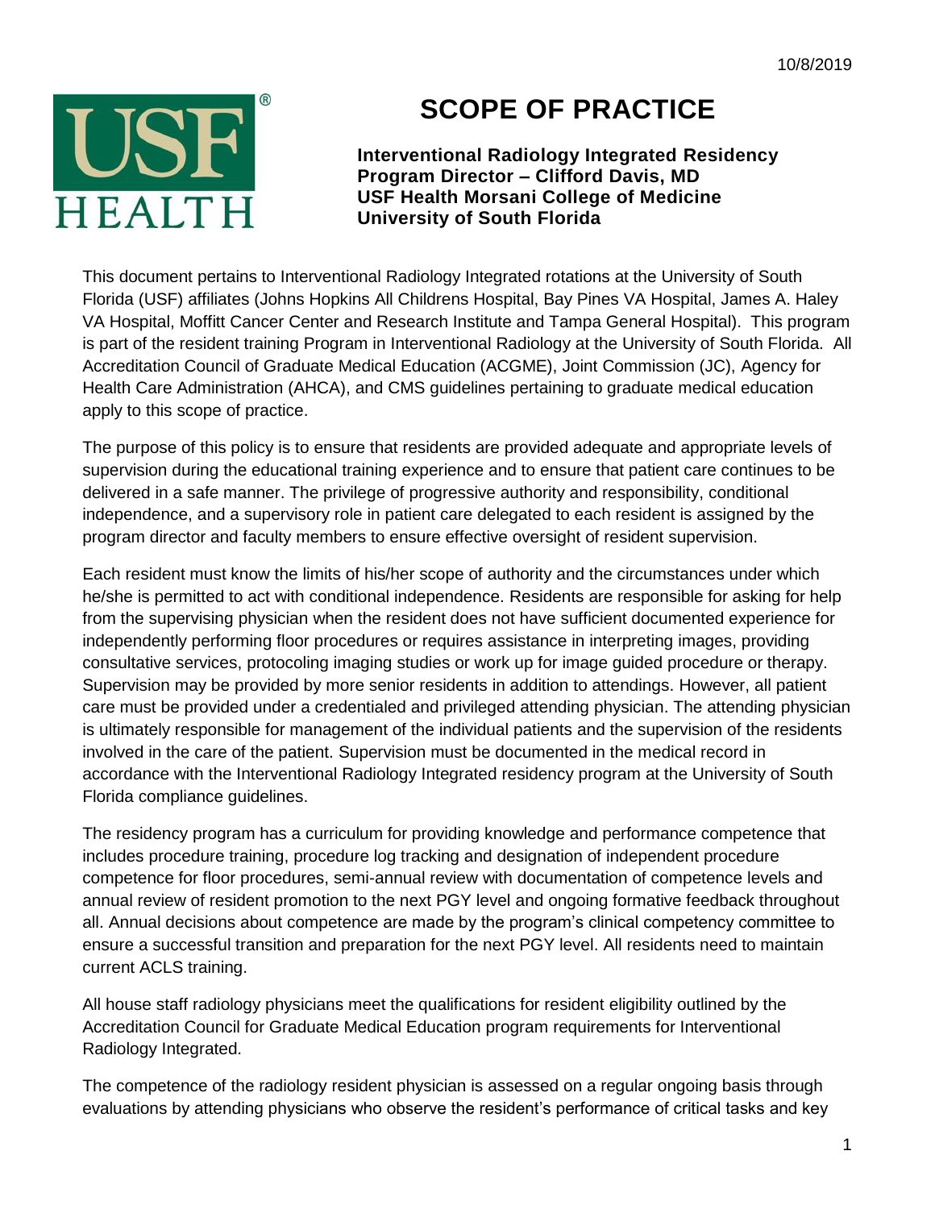10/8/2019

# SCOPE OF PRACTICE

**Interventional Radiology Integrated Residency**
**Program Director – Clifford Davis, MD**
**USF Health Morsani College of Medicine**
**University of South Florida**

This document pertains to Interventional Radiology Integrated rotations at the University of South Florida (USF) affiliates (Johns Hopkins All Childrens Hospital, Bay Pines VA Hospital, James A. Haley VA Hospital, Moffitt Cancer Center and Research Institute and Tampa General Hospital). This program is part of the resident training Program in Interventional Radiology at the University of South Florida. All Accreditation Council of Graduate Medical Education (ACGME), Joint Commission (JC), Agency for Health Care Administration (AHCA), and CMS guidelines pertaining to graduate medical education apply to this scope of practice.

The purpose of this policy is to ensure that residents are provided adequate and appropriate levels of supervision during the educational training experience and to ensure that patient care continues to be delivered in a safe manner. The privilege of progressive authority and responsibility, conditional independence, and a supervisory role in patient care delegated to each resident is assigned by the program director and faculty members to ensure effective oversight of resident supervision.

Each resident must know the limits of his/her scope of authority and the circumstances under which he/she is permitted to act with conditional independence. Residents are responsible for asking for help from the supervising physician when the resident does not have sufficient documented experience for independently performing floor procedures or requires assistance in interpreting images, providing consultative services, protocoling imaging studies or work up for image guided procedure or therapy. Supervision may be provided by more senior residents in addition to attendings. However, all patient care must be provided under a credentialed and privileged attending physician. The attending physician is ultimately responsible for management of the individual patients and the supervision of the residents involved in the care of the patient. Supervision must be documented in the medical record in accordance with the Interventional Radiology Integrated residency program at the University of South Florida compliance guidelines.

The residency program has a curriculum for providing knowledge and performance competence that includes procedure training, procedure log tracking and designation of independent procedure competence for floor procedures, semi-annual review with documentation of competence levels and annual review of resident promotion to the next PGY level and ongoing formative feedback throughout all. Annual decisions about competence are made by the program's clinical competency committee to ensure a successful transition and preparation for the next PGY level. All residents need to maintain current ACLS training.

All house staff radiology physicians meet the qualifications for resident eligibility outlined by the Accreditation Council for Graduate Medical Education program requirements for Interventional Radiology Integrated.

The competence of the radiology resident physician is assessed on a regular ongoing basis through evaluations by attending physicians who observe the resident's performance of critical tasks and key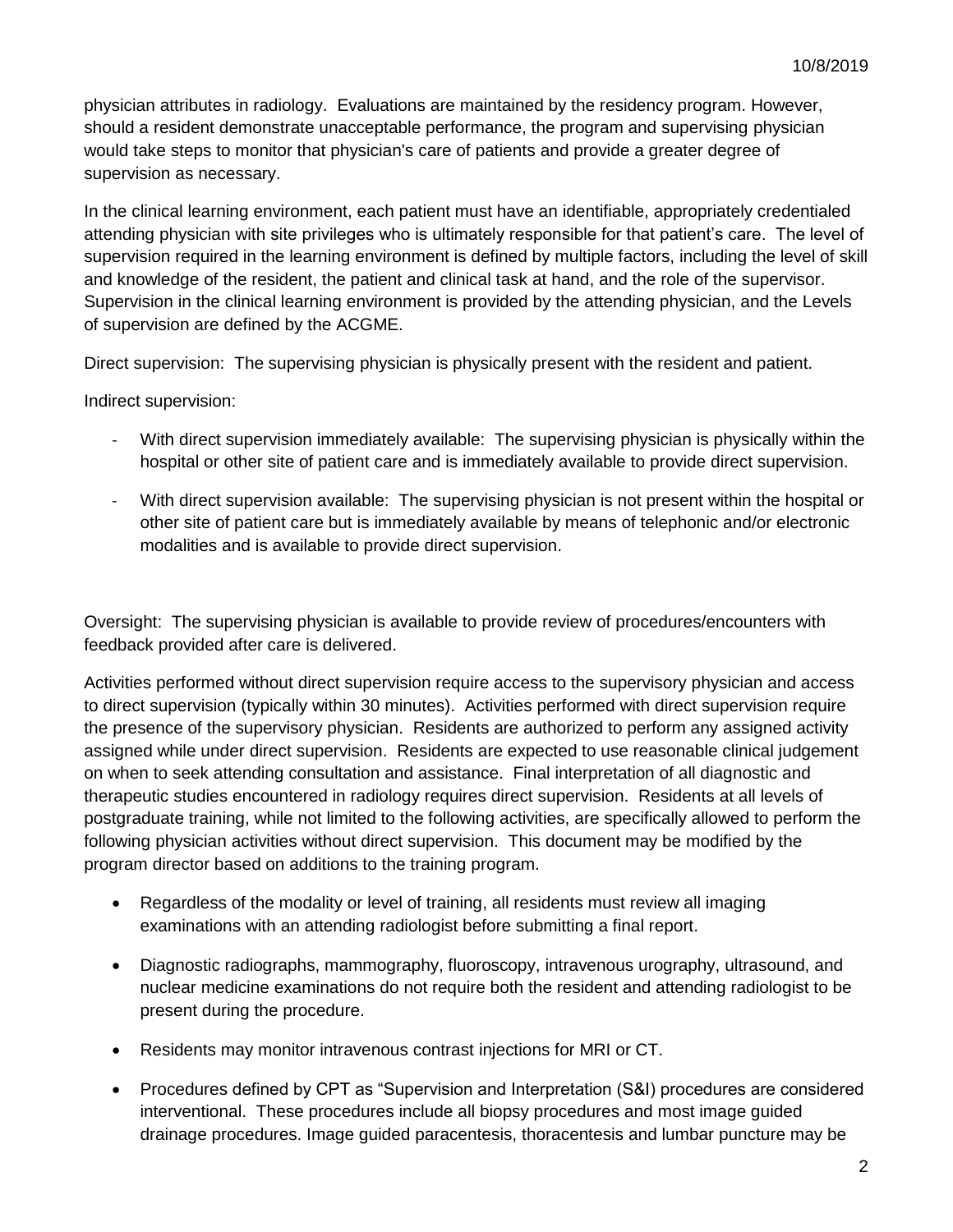physician attributes in radiology. Evaluations are maintained by the residency program. However, should a resident demonstrate unacceptable performance, the program and supervising physician would take steps to monitor that physician's care of patients and provide a greater degree of supervision as necessary.

In the clinical learning environment, each patient must have an identifiable, appropriately credentialed attending physician with site privileges who is ultimately responsible for that patient's care. The level of supervision required in the learning environment is defined by multiple factors, including the level of skill and knowledge of the resident, the patient and clinical task at hand, and the role of the supervisor. Supervision in the clinical learning environment is provided by the attending physician, and the Levels of supervision are defined by the ACGME.

Direct supervision: The supervising physician is physically present with the resident and patient.

Indirect supervision:

- With direct supervision immediately available: The supervising physician is physically within the hospital or other site of patient care and is immediately available to provide direct supervision.
- With direct supervision available: The supervising physician is not present within the hospital or other site of patient care but is immediately available by means of telephonic and/or electronic modalities and is available to provide direct supervision.

Oversight: The supervising physician is available to provide review of procedures/encounters with feedback provided after care is delivered.

Activities performed without direct supervision require access to the supervisory physician and access to direct supervision (typically within 30 minutes). Activities performed with direct supervision require the presence of the supervisory physician. Residents are authorized to perform any assigned activity assigned while under direct supervision. Residents are expected to use reasonable clinical judgement on when to seek attending consultation and assistance. Final interpretation of all diagnostic and therapeutic studies encountered in radiology requires direct supervision. Residents at all levels of postgraduate training, while not limited to the following activities, are specifically allowed to perform the following physician activities without direct supervision. This document may be modified by the program director based on additions to the training program.

- Regardless of the modality or level of training, all residents must review all imaging examinations with an attending radiologist before submitting a final report.
- Diagnostic radiographs, mammography, fluoroscopy, intravenous urography, ultrasound, and nuclear medicine examinations do not require both the resident and attending radiologist to be present during the procedure.
- Residents may monitor intravenous contrast injections for MRI or CT.
- Procedures defined by CPT as "Supervision and Interpretation (S&I) procedures are considered interventional. These procedures include all biopsy procedures and most image guided drainage procedures. Image guided paracentesis, thoracentesis and lumbar puncture may be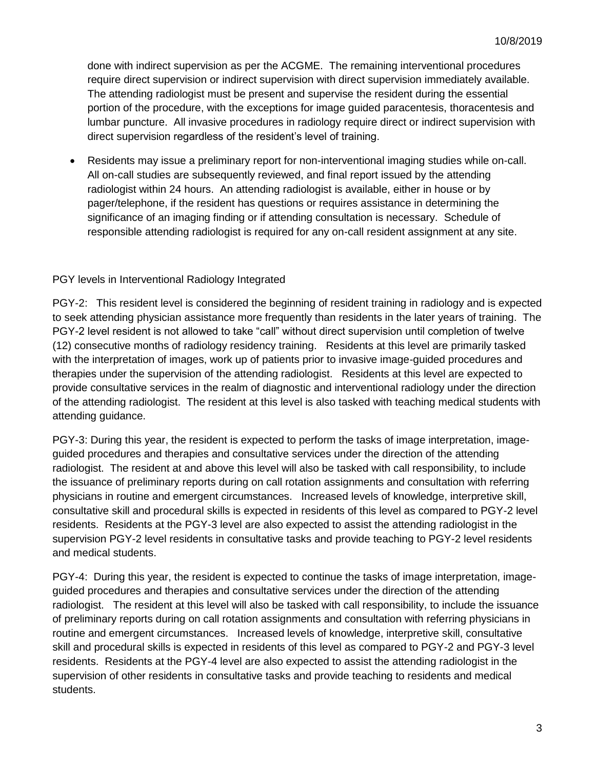done with indirect supervision as per the ACGME. The remaining interventional procedures require direct supervision or indirect supervision with direct supervision immediately available. The attending radiologist must be present and supervise the resident during the essential portion of the procedure, with the exceptions for image guided paracentesis, thoracentesis and lumbar puncture. All invasive procedures in radiology require direct or indirect supervision with direct supervision regardless of the resident's level of training.

- Residents may issue a preliminary report for non-interventional imaging studies while on-call. All on-call studies are subsequently reviewed, and final report issued by the attending radiologist within 24 hours. An attending radiologist is available, either in house or by pager/telephone, if the resident has questions or requires assistance in determining the significance of an imaging finding or if attending consultation is necessary. Schedule of responsible attending radiologist is required for any on-call resident assignment at any site.

PGY levels in Interventional Radiology Integrated

PGY-2: This resident level is considered the beginning of resident training in radiology and is expected to seek attending physician assistance more frequently than residents in the later years of training. The PGY-2 level resident is not allowed to take "call" without direct supervision until completion of twelve (12) consecutive months of radiology residency training. Residents at this level are primarily tasked with the interpretation of images, work up of patients prior to invasive image-guided procedures and therapies under the supervision of the attending radiologist. Residents at this level are expected to provide consultative services in the realm of diagnostic and interventional radiology under the direction of the attending radiologist. The resident at this level is also tasked with teaching medical students with attending guidance.

PGY-3: During this year, the resident is expected to perform the tasks of image interpretation, image-guided procedures and therapies and consultative services under the direction of the attending radiologist. The resident at and above this level will also be tasked with call responsibility, to include the issuance of preliminary reports during on call rotation assignments and consultation with referring physicians in routine and emergent circumstances. Increased levels of knowledge, interpretive skill, consultative skill and procedural skills is expected in residents of this level as compared to PGY-2 level residents. Residents at the PGY-3 level are also expected to assist the attending radiologist in the supervision PGY-2 level residents in consultative tasks and provide teaching to PGY-2 level residents and medical students.

PGY-4: During this year, the resident is expected to continue the tasks of image interpretation, image-guided procedures and therapies and consultative services under the direction of the attending radiologist. The resident at this level will also be tasked with call responsibility, to include the issuance of preliminary reports during on call rotation assignments and consultation with referring physicians in routine and emergent circumstances. Increased levels of knowledge, interpretive skill, consultative skill and procedural skills is expected in residents of this level as compared to PGY-2 and PGY-3 level residents. Residents at the PGY-4 level are also expected to assist the attending radiologist in the supervision of other residents in consultative tasks and provide teaching to residents and medical students.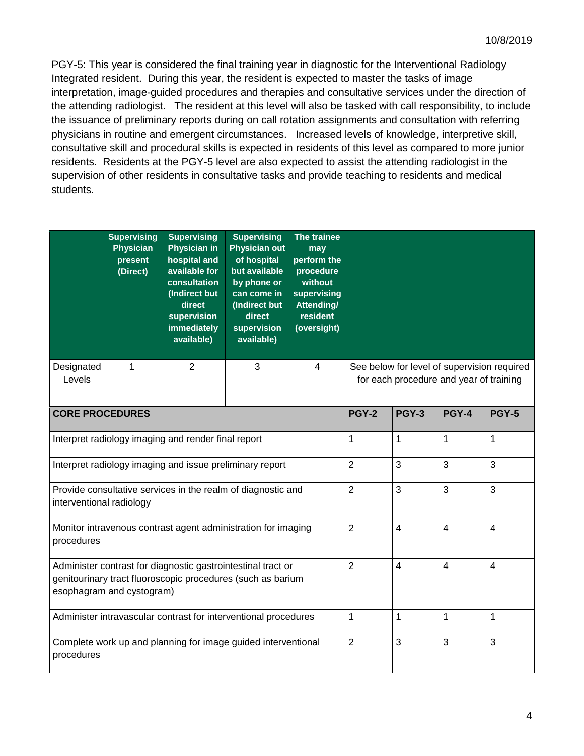PGY-5: This year is considered the final training year in diagnostic for the Interventional Radiology Integrated resident. During this year, the resident is expected to master the tasks of image interpretation, image-guided procedures and therapies and consultative services under the direction of the attending radiologist. The resident at this level will also be tasked with call responsibility, to include the issuance of preliminary reports during on call rotation assignments and consultation with referring physicians in routine and emergent circumstances. Increased levels of knowledge, interpretive skill, consultative skill and procedural skills is expected in residents of this level as compared to more junior residents. Residents at the PGY-5 level are also expected to assist the attending radiologist in the supervision of other residents in consultative tasks and provide teaching to residents and medical students.

| | Supervising Physician present (Direct) | Supervising Physician in hospital and available for consultation (Indirect but direct supervision immediately available) | Supervising Physician out of hospital but available by phone or can come in (Indirect but direct supervision available) | The trainee may perform the procedure without supervising Attending/ resident (oversight) |
|---|---|---|---|---|
| Designated Levels | 1 | 2 | 3 | 4 |

See below for level of supervision required for each procedure and year of training

| CORE PROCEDURES | PGY-2 | PGY-3 | PGY-4 | PGY-5 |
|---|---|---|---|---|
| Interpret radiology imaging and render final report | 1 | 1 | 1 | 1 |
| Interpret radiology imaging and issue preliminary report | 2 | 3 | 3 | 3 |
| Provide consultative services in the realm of diagnostic and interventional radiology | 2 | 3 | 3 | 3 |
| Monitor intravenous contrast agent administration for imaging procedures | 2 | 4 | 4 | 4 |
| Administer contrast for diagnostic gastrointestinal tract or genitourinary tract fluoroscopic procedures (such as barium esophagram and cystogram) | 2 | 4 | 4 | 4 |
| Administer intravascular contrast for interventional procedures | 1 | 1 | 1 | 1 |
| Complete work up and planning for image guided interventional procedures | 2 | 3 | 3 | 3 |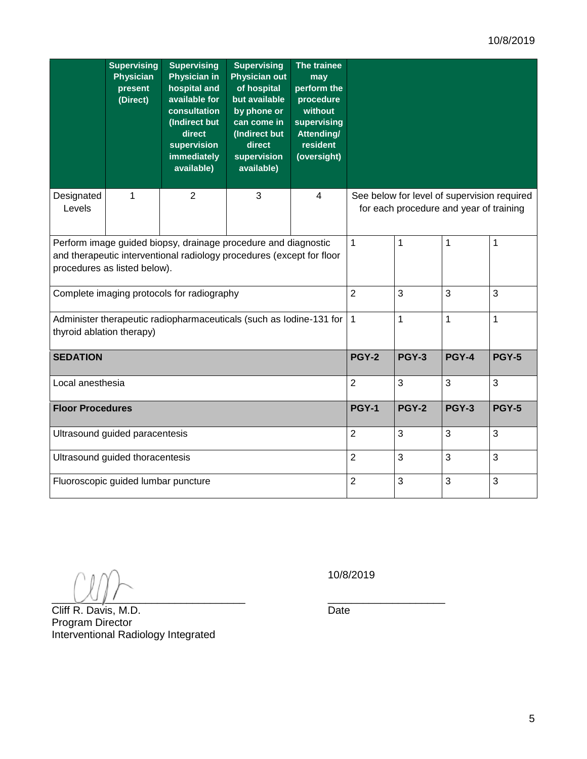| | Supervising Physician present (Direct) | Supervising Physician in hospital and available for consultation (Indirect but direct supervision immediately available) | Supervising Physician out of hospital but available by phone or can come in (Indirect but direct supervision available) | The trainee may perform the procedure without supervising Attending/ resident (oversight) | | | | |
|---|---|---|---|---|---|---|---|---|
| Designated Levels | 1 | 2 | 3 | 4 | See below for level of supervision required for each procedure and year of training | | | |
| Perform image guided biopsy, drainage procedure and diagnostic and therapeutic interventional radiology procedures (except for floor procedures as listed below). | | | | | 1 | 1 | 1 | 1 |
| Complete imaging protocols for radiography | | | | | 2 | 3 | 3 | 3 |
| Administer therapeutic radiopharmaceuticals (such as Iodine-131 for thyroid ablation therapy) | | | | | 1 | 1 | 1 | 1 |
| **SEDATION** | | | | | **PGY-2** | **PGY-3** | **PGY-4** | **PGY-5** |
| Local anesthesia | | | | | 2 | 3 | 3 | 3 |
| **Floor Procedures** | | | | | **PGY-1** | **PGY-2** | **PGY-3** | **PGY-5** |
| Ultrasound guided paracentesis | | | | | 2 | 3 | 3 | 3 |
| Ultrasound guided thoracentesis | | | | | 2 | 3 | 3 | 3 |
| Fluoroscopic guided lumbar puncture | | | | | 2 | 3 | 3 | 3 |

_______________________________
Cliff R. Davis, M.D.
Program Director
Interventional Radiology Integrated

10/8/2019
____________________
Date